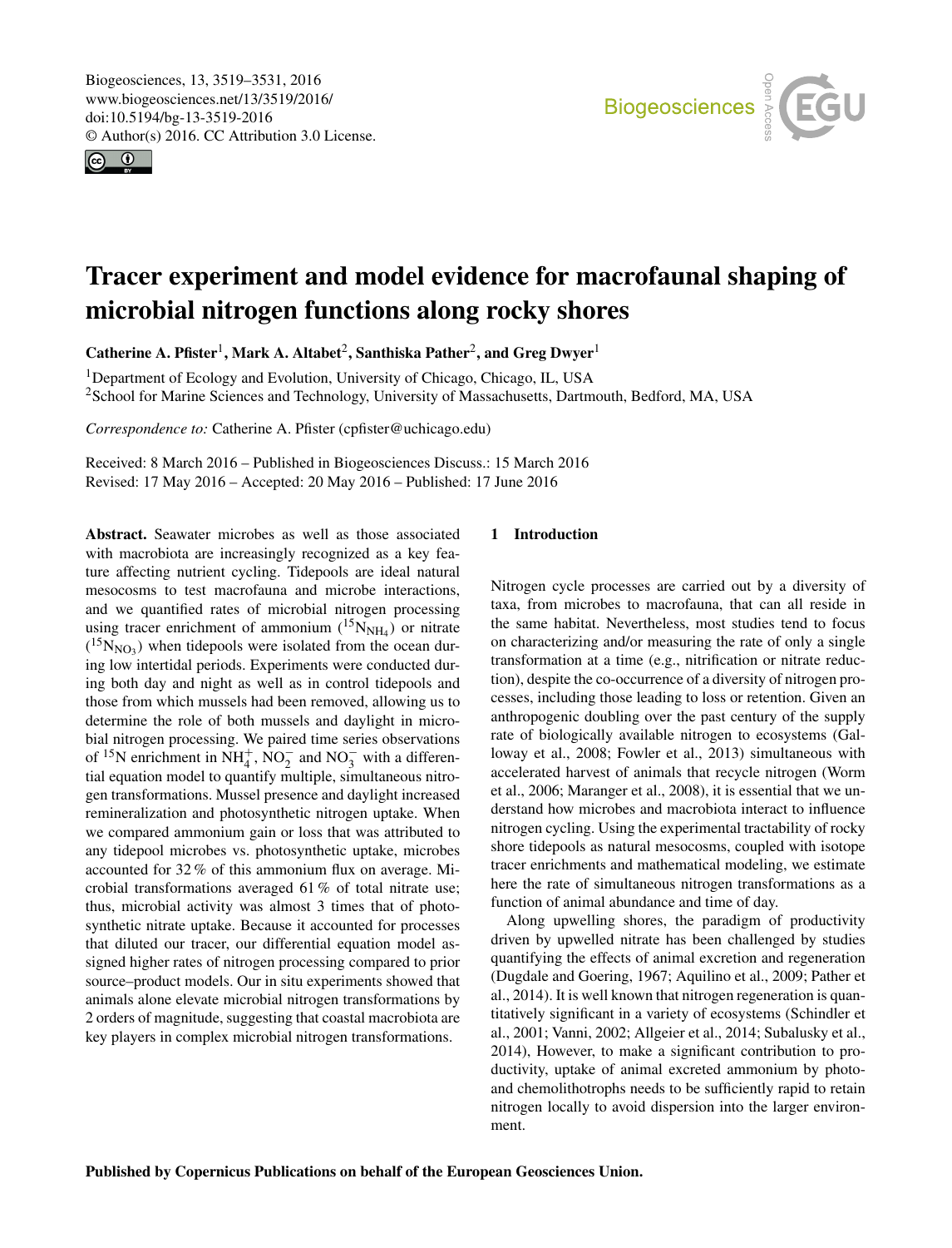# Tracer experiment and model evidence for macrofaunal shaping of microbial nitrogen functions along rocky shores

**Catherine A. Pfister[1], Mark A. Altabet[2], Santhiska Pather[2], and Greg Dwyer[1]**

[1]Department of Ecology and Evolution, University of Chicago, Chicago, IL, USA

[2]School for Marine Sciences and Technology, University of Massachusetts, Dartmouth, Bedford, MA, USA

*Correspondence to:* Catherine A. Pfister (cpfister@uchicago.edu)

Received: 8 March 2016 – Published in Biogeosciences Discuss.: 15 March 2016
Revised: 17 May 2016 – Accepted: 20 May 2016 – Published: 17 June 2016

**Abstract.** Seawater microbes as well as those associated with macrobiota are increasingly recognized as a key feature affecting nutrient cycling. Tidepools are ideal natural mesocosms to test macrofauna and microbe interactions, and we quantified rates of microbial nitrogen processing using tracer enrichment of ammonium ($^{15}N_{NH_4}$) or nitrate ($^{15}N_{NO_3}$) when tidepools were isolated from the ocean during low intertidal periods. Experiments were conducted during both day and night as well as in control tidepools and those from which mussels had been removed, allowing us to determine the role of both mussels and daylight in microbial nitrogen processing. We paired time series observations of $^{15}N$ enrichment in $NH_4^+$, $NO_2^-$ and $NO_3^-$ with a differential equation model to quantify multiple, simultaneous nitrogen transformations. Mussel presence and daylight increased remineralization and photosynthetic nitrogen uptake. When we compared ammonium gain or loss that was attributed to any tidepool microbes vs. photosynthetic uptake, microbes accounted for 32 % of this ammonium flux on average. Microbial transformations averaged 61 % of total nitrate use; thus, microbial activity was almost 3 times that of photosynthetic nitrate uptake. Because it accounted for processes that diluted our tracer, our differential equation model assigned higher rates of nitrogen processing compared to prior source–product models. Our in situ experiments showed that animals alone elevate microbial nitrogen transformations by 2 orders of magnitude, suggesting that coastal macrobiota are key players in complex microbial nitrogen transformations.

## 1 Introduction

Nitrogen cycle processes are carried out by a diversity of taxa, from microbes to macrofauna, that can all reside in the same habitat. Nevertheless, most studies tend to focus on characterizing and/or measuring the rate of only a single transformation at a time (e.g., nitrification or nitrate reduction), despite the co-occurrence of a diversity of nitrogen processes, including those leading to loss or retention. Given an anthropogenic doubling over the past century of the supply rate of biologically available nitrogen to ecosystems (Galloway et al., 2008; Fowler et al., 2013) simultaneous with accelerated harvest of animals that recycle nitrogen (Worm et al., 2006; Maranger et al., 2008), it is essential that we understand how microbes and macrobiota interact to influence nitrogen cycling. Using the experimental tractability of rocky shore tidepools as natural mesocosms, coupled with isotope tracer enrichments and mathematical modeling, we estimate here the rate of simultaneous nitrogen transformations as a function of animal abundance and time of day.

Along upwelling shores, the paradigm of productivity driven by upwelled nitrate has been challenged by studies quantifying the effects of animal excretion and regeneration (Dugdale and Goering, 1967; Aquilino et al., 2009; Pather et al., 2014). It is well known that nitrogen regeneration is quantitatively significant in a variety of ecosystems (Schindler et al., 2001; Vanni, 2002; Allgeier et al., 2014; Subalusky et al., 2014), However, to make a significant contribution to productivity, uptake of animal excreted ammonium by photo- and chemolithotrophs needs to be sufficiently rapid to retain nitrogen locally to avoid dispersion into the larger environment.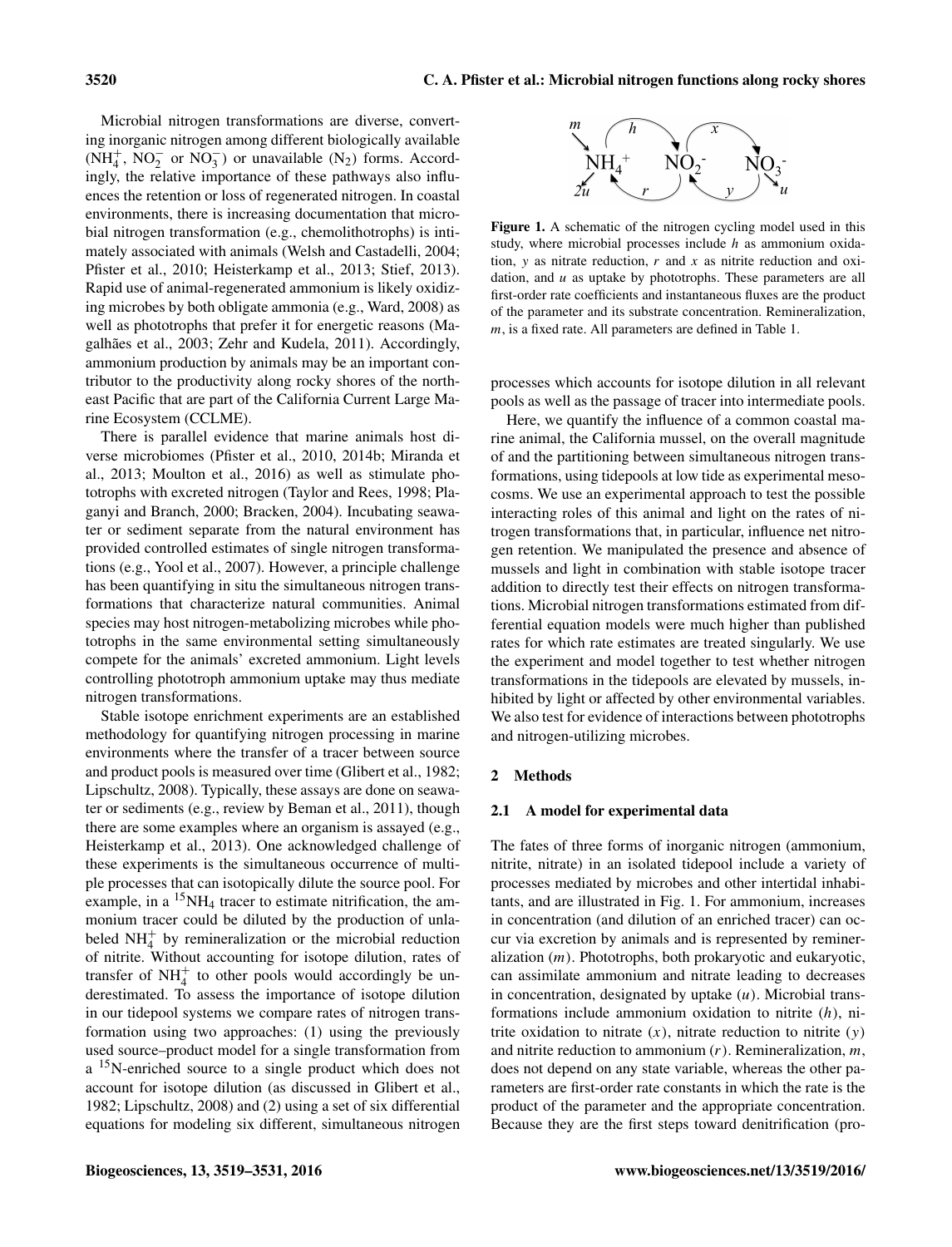Microbial nitrogen transformations are diverse, converting inorganic nitrogen among different biologically available ($NH_4^+$, $NO_2^-$ or $NO_3^-$) or unavailable ($N_2$) forms. Accordingly, the relative importance of these pathways also influences the retention or loss of regenerated nitrogen. In coastal environments, there is increasing documentation that microbial nitrogen transformation (e.g., chemolithotrophs) is intimately associated with animals (Welsh and Castadelli, 2004; Pfister et al., 2010; Heisterkamp et al., 2013; Stief, 2013). Rapid use of animal-regenerated ammonium is likely oxidizing microbes by both obligate ammonia (e.g., Ward, 2008) as well as phototrophs that prefer it for energetic reasons (Magalhães et al., 2003; Zehr and Kudela, 2011). Accordingly, ammonium production by animals may be an important contributor to the productivity along rocky shores of the northeast Pacific that are part of the California Current Large Marine Ecosystem (CCLME).

There is parallel evidence that marine animals host diverse microbiomes (Pfister et al., 2010, 2014b; Miranda et al., 2013; Moulton et al., 2016) as well as stimulate phototrophs with excreted nitrogen (Taylor and Rees, 1998; Plaganyi and Branch, 2000; Bracken, 2004). Incubating seawater or sediment separate from the natural environment has provided controlled estimates of single nitrogen transformations (e.g., Yool et al., 2007). However, a principle challenge has been quantifying in situ the simultaneous nitrogen transformations that characterize natural communities. Animal species may host nitrogen-metabolizing microbes while phototrophs in the same environmental setting simultaneously compete for the animals' excreted ammonium. Light levels controlling phototroph ammonium uptake may thus mediate nitrogen transformations.

Stable isotope enrichment experiments are an established methodology for quantifying nitrogen processing in marine environments where the transfer of a tracer between source and product pools is measured over time (Glibert et al., 1982; Lipschultz, 2008). Typically, these assays are done on seawater or sediments (e.g., review by Beman et al., 2011), though there are some examples where an organism is assayed (e.g., Heisterkamp et al., 2013). One acknowledged challenge of these experiments is the simultaneous occurrence of multiple processes that can isotopically dilute the source pool. For example, in a $^{15}NH_4$ tracer to estimate nitrification, the ammonium tracer could be diluted by the production of unlabeled $NH_4^+$ by remineralization or the microbial reduction of nitrite. Without accounting for isotope dilution, rates of transfer of $NH_4^+$ to other pools would accordingly be underestimated. To assess the importance of isotope dilution in our tidepool systems we compare rates of nitrogen transformation using two approaches: (1) using the previously used source–product model for a single transformation from a $^{15}N$-enriched source to a single product which does not account for isotope dilution (as discussed in Glibert et al., 1982; Lipschultz, 2008) and (2) using a set of six differential equations for modeling six different, simultaneous nitrogen processes which accounts for isotope dilution in all relevant pools as well as the passage of tracer into intermediate pools.

**Figure 1.** A schematic of the nitrogen cycling model used in this study, where microbial processes include $h$ as ammonium oxidation, $y$ as nitrate reduction, $r$ and $x$ as nitrite reduction and oxidation, and $u$ as uptake by phototrophs. These parameters are all first-order rate coefficients and instantaneous fluxes are the product of the parameter and its substrate concentration. Remineralization, $m$, is a fixed rate. All parameters are defined in Table 1.

Here, we quantify the influence of a common coastal marine animal, the California mussel, on the overall magnitude of and the partitioning between simultaneous nitrogen transformations, using tidepools at low tide as experimental mesocosms. We use an experimental approach to test the possible interacting roles of this animal and light on the rates of nitrogen transformations that, in particular, influence net nitrogen retention. We manipulated the presence and absence of mussels and light in combination with stable isotope tracer addition to directly test their effects on nitrogen transformations. Microbial nitrogen transformations estimated from differential equation models were much higher than published rates for which rate estimates are treated singularly. We use the experiment and model together to test whether nitrogen transformations in the tidepools are elevated by mussels, inhibited by light or affected by other environmental variables. We also test for evidence of interactions between phototrophs and nitrogen-utilizing microbes.

## 2 Methods

### 2.1 A model for experimental data

The fates of three forms of inorganic nitrogen (ammonium, nitrite, nitrate) in an isolated tidepool include a variety of processes mediated by microbes and other intertidal inhabitants, and are illustrated in Fig. 1. For ammonium, increases in concentration (and dilution of an enriched tracer) can occur via excretion by animals and is represented by remineralization ($m$). Phototrophs, both prokaryotic and eukaryotic, can assimilate ammonium and nitrate leading to decreases in concentration, designated by uptake ($u$). Microbial transformations include ammonium oxidation to nitrite ($h$), nitrite oxidation to nitrate ($x$), nitrate reduction to nitrite ($y$) and nitrite reduction to ammonium ($r$). Remineralization, $m$, does not depend on any state variable, whereas the other parameters are first-order rate constants in which the rate is the product of the parameter and the appropriate concentration. Because they are the first steps toward denitrification (pro-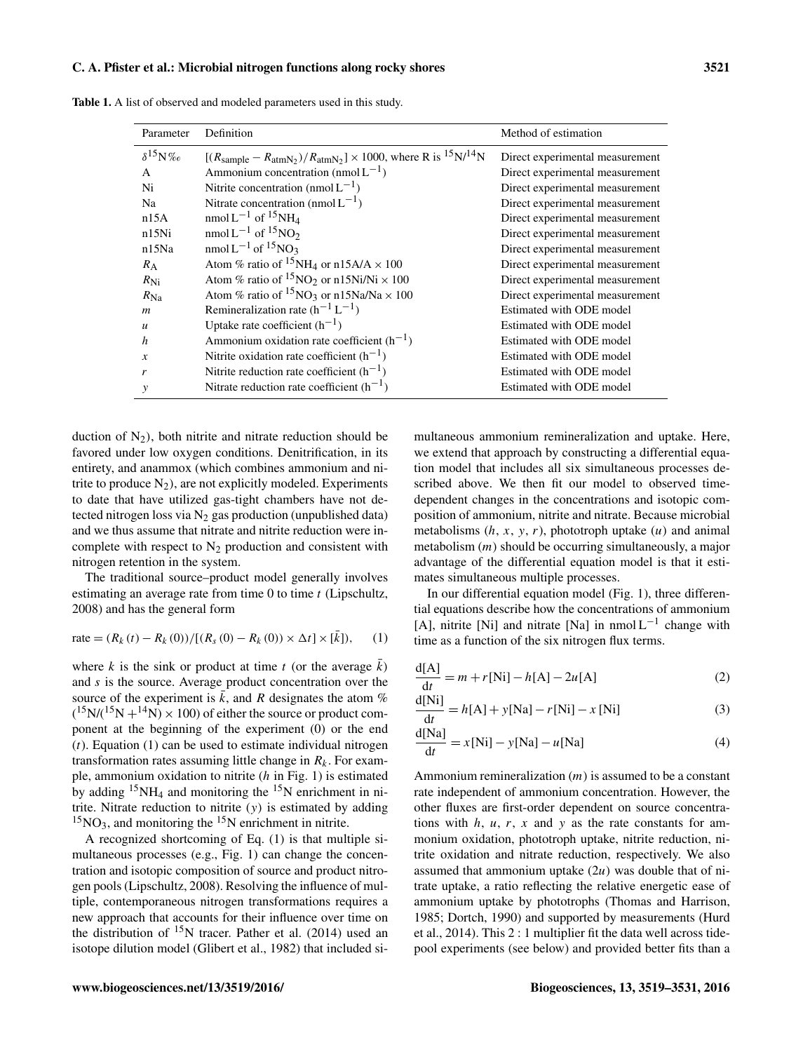**Table 1.** A list of observed and modeled parameters used in this study.

| Parameter | Definition | Method of estimation |
|---|---|---|
| $\delta^{15}N$‰ | $[(R_{sample} - R_{atmN_2})/R_{atmN_2}] \times 1000$, where R is $^{15}N/^{14}N$ | Direct experimental measurement |
| A | Ammonium concentration ($nmol\,L^{-1}$) | Direct experimental measurement |
| Ni | Nitrite concentration ($nmol\,L^{-1}$) | Direct experimental measurement |
| Na | Nitrate concentration ($nmol\,L^{-1}$) | Direct experimental measurement |
| n15A | $nmol\,L^{-1}$ of $^{15}NH_4$ | Direct experimental measurement |
| n15Ni | $nmol\,L^{-1}$ of $^{15}NO_2$ | Direct experimental measurement |
| n15Na | $nmol\,L^{-1}$ of $^{15}NO_3$ | Direct experimental measurement |
| $R_A$ | Atom % ratio of $^{15}NH_4$ or n15A/A × 100 | Direct experimental measurement |
| $R_{Ni}$ | Atom % ratio of $^{15}NO_2$ or n15Ni/Ni × 100 | Direct experimental measurement |
| $R_{Na}$ | Atom % ratio of $^{15}NO_3$ or n15Na/Na × 100 | Direct experimental measurement |
| $m$ | Remineralization rate ($h^{-1}\,L^{-1}$) | Estimated with ODE model |
| $u$ | Uptake rate coefficient ($h^{-1}$) | Estimated with ODE model |
| $h$ | Ammonium oxidation rate coefficient ($h^{-1}$) | Estimated with ODE model |
| $x$ | Nitrite oxidation rate coefficient ($h^{-1}$) | Estimated with ODE model |
| $r$ | Nitrite reduction rate coefficient ($h^{-1}$) | Estimated with ODE model |
| $y$ | Nitrate reduction rate coefficient ($h^{-1}$) | Estimated with ODE model |

duction of $N_2$), both nitrite and nitrate reduction should be favored under low oxygen conditions. Denitrification, in its entirety, and anammox (which combines ammonium and nitrite to produce $N_2$), are not explicitly modeled. Experiments to date that have utilized gas-tight chambers have not detected nitrogen loss via $N_2$ gas production (unpublished data) and we thus assume that nitrate and nitrite reduction were incomplete with respect to $N_2$ production and consistent with nitrogen retention in the system.

The traditional source–product model generally involves estimating an average rate from time 0 to time $t$ (Lipschultz, 2008) and has the general form

$$\text{rate} = (R_k(t) - R_k(0))/[(R_s(0) - R_k(0)) \times \Delta t] \times [\bar{k}]), \tag{1}$$

where $k$ is the sink or product at time $t$ (or the average $\bar{k}$) and $s$ is the source. Average product concentration over the source of the experiment is $\bar{k}$, and $R$ designates the atom % ($^{15}N/(^{15}N + ^{14}N) \times 100$) of either the source or product component at the beginning of the experiment (0) or the end ($t$). Equation (1) can be used to estimate individual nitrogen transformation rates assuming little change in $R_k$. For example, ammonium oxidation to nitrite ($h$ in Fig. 1) is estimated by adding $^{15}NH_4$ and monitoring the $^{15}N$ enrichment in nitrite. Nitrate reduction to nitrite ($y$) is estimated by adding $^{15}NO_3$, and monitoring the $^{15}N$ enrichment in nitrite.

A recognized shortcoming of Eq. (1) is that multiple simultaneous processes (e.g., Fig. 1) can change the concentration and isotopic composition of source and product nitrogen pools (Lipschultz, 2008). Resolving the influence of multiple, contemporaneous nitrogen transformations requires a new approach that accounts for their influence over time on the distribution of $^{15}N$ tracer. Pather et al. (2014) used an isotope dilution model (Glibert et al., 1982) that included simultaneous ammonium remineralization and uptake. Here, we extend that approach by constructing a differential equation model that includes all six simultaneous processes described above. We then fit our model to observed time-dependent changes in the concentrations and isotopic composition of ammonium, nitrite and nitrate. Because microbial metabolisms ($h$, $x$, $y$, $r$), phototroph uptake ($u$) and animal metabolism ($m$) should be occurring simultaneously, a major advantage of the differential equation model is that it estimates simultaneous multiple processes.

In our differential equation model (Fig. 1), three differential equations describe how the concentrations of ammonium [A], nitrite [Ni] and nitrate [Na] in $nmol\,L^{-1}$ change with time as a function of the six nitrogen flux terms.

$$\frac{d[A]}{dt} = m + r[Ni] - h[A] - 2u[A] \tag{2}$$

$$\frac{d[Ni]}{dt} = h[A] + y[Na] - r[Ni] - x[Ni] \tag{3}$$

$$\frac{d[Na]}{dt} = x[Ni] - y[Na] - u[Na] \tag{4}$$

Ammonium remineralization ($m$) is assumed to be a constant rate independent of ammonium concentration. However, the other fluxes are first-order dependent on source concentrations with $h$, $u$, $r$, $x$ and $y$ as the rate constants for ammonium oxidation, phototroph uptake, nitrite reduction, nitrite oxidation and nitrate reduction, respectively. We also assumed that ammonium uptake ($2u$) was double that of nitrate uptake, a ratio reflecting the relative energetic ease of ammonium uptake by phototrophs (Thomas and Harrison, 1985; Dortch, 1990) and supported by measurements (Hurd et al., 2014). This 2 : 1 multiplier fit the data well across tidepool experiments (see below) and provided better fits than a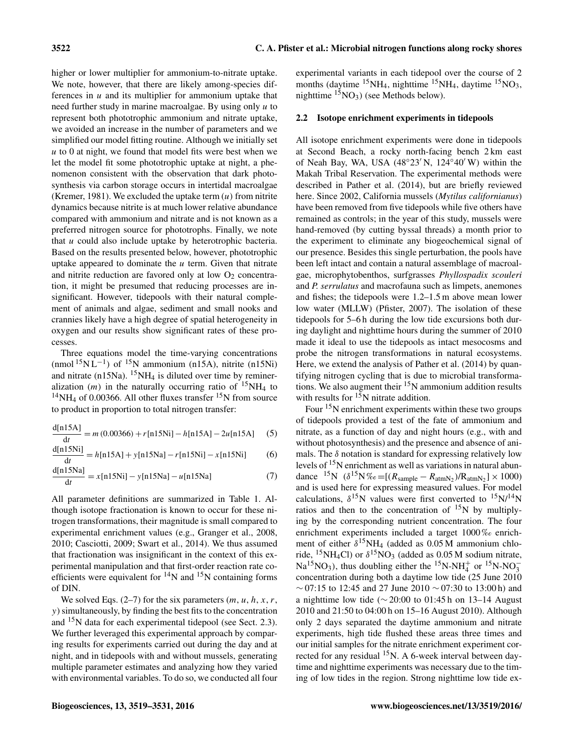higher or lower multiplier for ammonium-to-nitrate uptake. We note, however, that there are likely among-species differences in $u$ and its multiplier for ammonium uptake that need further study in marine macroalgae. By using only $u$ to represent both phototrophic ammonium and nitrate uptake, we avoided an increase in the number of parameters and we simplified our model fitting routine. Although we initially set $u$ to 0 at night, we found that model fits were best when we let the model fit some phototrophic uptake at night, a phenomenon consistent with the observation that dark photosynthesis via carbon storage occurs in intertidal macroalgae (Kremer, 1981). We excluded the uptake term ($u$) from nitrite dynamics because nitrite is at much lower relative abundance compared with ammonium and nitrate and is not known as a preferred nitrogen source for phototrophs. Finally, we note that $u$ could also include uptake by heterotrophic bacteria. Based on the results presented below, however, phototrophic uptake appeared to dominate the $u$ term. Given that nitrate and nitrite reduction are favored only at low $O_2$ concentration, it might be presumed that reducing processes are insignificant. However, tidepools with their natural complement of animals and algae, sediment and small nooks and crannies likely have a high degree of spatial heterogeneity in oxygen and our results show significant rates of these processes.

Three equations model the time-varying concentrations (nmol $^{15}N\,L^{-1}$) of $^{15}N$ ammonium (n15A), nitrite (n15Ni) and nitrate (n15Na). $^{15}NH_4$ is diluted over time by remineralization ($m$) in the naturally occurring ratio of $^{15}NH_4$ to $^{14}NH_4$ of 0.00366. All other fluxes transfer $^{15}N$ from source to product in proportion to total nitrogen transfer:

$$\frac{d[\text{n15A}]}{dt} = m\,(0.00366) + r[\text{n15Ni}] - h[\text{n15A}] - 2u[\text{n15A}] \quad (5)$$

$$\frac{d[\text{n15Ni}]}{dt} = h[\text{n15A}] + y[\text{n15Na}] - r[\text{n15Ni}] - x[\text{n15Ni}] \quad (6)$$

$$\frac{d[\text{n15Na}]}{dt} = x[\text{n15Ni}] - y[\text{n15Na}] - u[\text{n15Na}] \quad (7)$$

All parameter definitions are summarized in Table 1. Although isotope fractionation is known to occur for these nitrogen transformations, their magnitude is small compared to experimental enrichment values (e.g., Granger et al., 2008, 2010; Casciotti, 2009; Swart et al., 2014). We thus assumed that fractionation was insignificant in the context of this experimental manipulation and that first-order reaction rate coefficients were equivalent for $^{14}N$ and $^{15}N$ containing forms of DIN.

We solved Eqs. (2–7) for the six parameters ($m$, $u$, $h$, $x$, $r$, $y$) simultaneously, by finding the best fits to the concentration and $^{15}N$ data for each experimental tidepool (see Sect. 2.3). We further leveraged this experimental approach by comparing results for experiments carried out during the day and at night, and in tidepools with and without mussels, generating multiple parameter estimates and analyzing how they varied with environmental variables. To do so, we conducted all four experimental variants in each tidepool over the course of 2 months (daytime $^{15}NH_4$, nighttime $^{15}NH_4$, daytime $^{15}NO_3$, nighttime $^{15}NO_3$) (see Methods below).

### 2.2 Isotope enrichment experiments in tidepools

All isotope enrichment experiments were done in tidepools at Second Beach, a rocky north-facing bench 2 km east of Neah Bay, WA, USA (48°23′ N, 124°40′ W) within the Makah Tribal Reservation. The experimental methods were described in Pather et al. (2014), but are briefly reviewed here. Since 2002, California mussels (*Mytilus californianus*) have been removed from five tidepools while five others have remained as controls; in the year of this study, mussels were hand-removed (by cutting byssal threads) a month prior to the experiment to eliminate any biogeochemical signal of our presence. Besides this single perturbation, the pools have been left intact and contain a natural assemblage of macroalgae, microphytobenthos, surfgrasses *Phyllospadix scouleri* and *P. serrulatus* and macrofauna such as limpets, anemones and fishes; the tidepools were 1.2–1.5 m above mean lower low water (MLLW) (Pfister, 2007). The isolation of these tidepools for 5–6 h during the low tide excursions both during daylight and nighttime hours during the summer of 2010 made it ideal to use the tidepools as intact mesocosms and probe the nitrogen transformations in natural ecosystems. Here, we extend the analysis of Pather et al. (2014) by quantifying nitrogen cycling that is due to microbial transformations. We also augment their $^{15}N$ ammonium addition results with results for $^{15}N$ nitrate addition.

Four $^{15}N$ enrichment experiments within these two groups of tidepools provided a test of the fate of ammonium and nitrate, as a function of day and night hours (e.g., with and without photosynthesis) and the presence and absence of animals. The $\delta$ notation is standard for expressing relatively low levels of $^{15}N$ enrichment as well as variations in natural abundance $^{15}N$ ($\delta^{15}N\,‰ = [(R_{\text{sample}} - R_{\text{atmN}_2})/R_{\text{atmN}_2}] \times 1000$) and is used here for expressing measured values. For model calculations, $\delta^{15}N$ values were first converted to $^{15}N/^{14}N$ ratios and then to the concentration of $^{15}N$ by multiplying by the corresponding nutrient concentration. The four enrichment experiments included a target 1000 ‰ enrichment of either $\delta^{15}NH_4$ (added as 0.05 M ammonium chloride, $^{15}NH_4Cl$) or $\delta^{15}NO_3$ (added as 0.05 M sodium nitrate, $Na^{15}NO_3$), thus doubling either the $^{15}N\text{-}NH_4^+$ or $^{15}N\text{-}NO_3^-$ concentration during both a daytime low tide (25 June 2010 ∼ 07:15 to 12:45 and 27 June 2010 ∼ 07:30 to 13:00 h) and a nighttime low tide (∼ 20:00 to 01:45 h on 13–14 August 2010 and 21:50 to 04:00 h on 15–16 August 2010). Although only 2 days separated the daytime ammonium and nitrate experiments, high tide flushed these areas three times and our initial samples for the nitrate enrichment experiment corrected for any residual $^{15}N$. A 6-week interval between daytime and nighttime experiments was necessary due to the timing of low tides in the region. Strong nighttime low tide ex-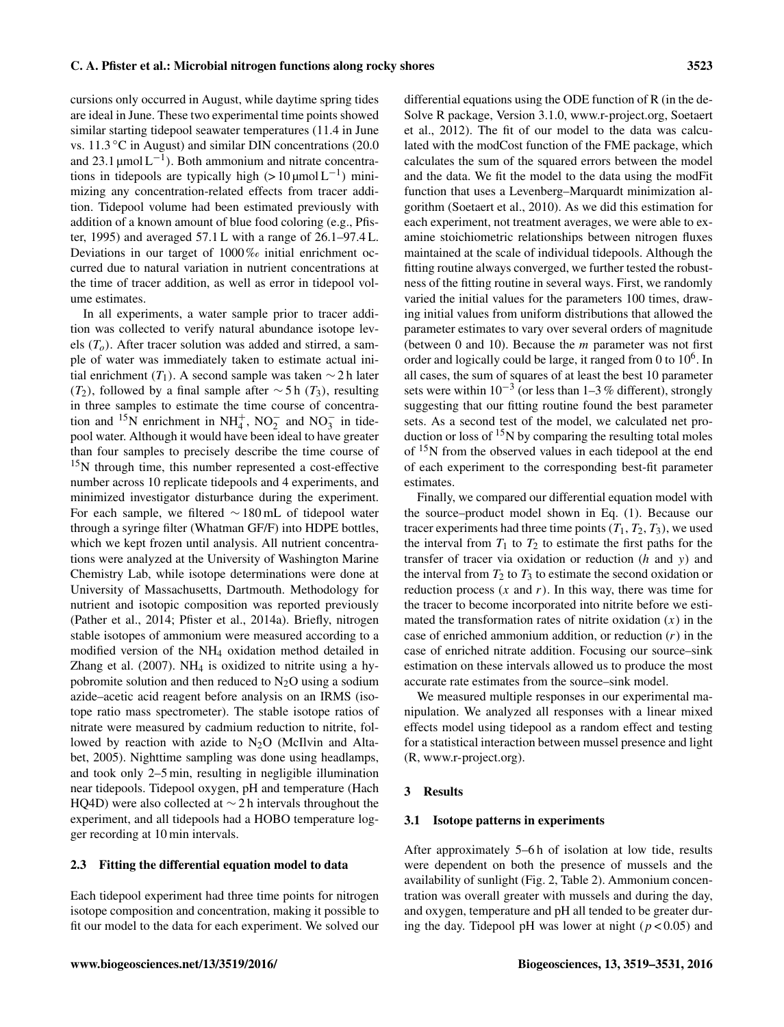cursions only occurred in August, while daytime spring tides are ideal in June. These two experimental time points showed similar starting tidepool seawater temperatures (11.4 in June vs. 11.3 °C in August) and similar DIN concentrations (20.0 and 23.1 $\mu$mol $L^{-1}$). Both ammonium and nitrate concentrations in tidepools are typically high (> 10 $\mu$mol $L^{-1}$) minimizing any concentration-related effects from tracer addition. Tidepool volume had been estimated previously with addition of a known amount of blue food coloring (e.g., Pfister, 1995) and averaged 57.1 L with a range of 26.1–97.4 L. Deviations in our target of 1000 ‰ initial enrichment occurred due to natural variation in nutrient concentrations at the time of tracer addition, as well as error in tidepool volume estimates.

In all experiments, a water sample prior to tracer addition was collected to verify natural abundance isotope levels ($T_o$). After tracer solution was added and stirred, a sample of water was immediately taken to estimate actual initial enrichment ($T_1$). A second sample was taken ∼ 2 h later ($T_2$), followed by a final sample after ∼ 5 h ($T_3$), resulting in three samples to estimate the time course of concentration and $^{15}$N enrichment in $NH_4^+$, $NO_2^-$ and $NO_3^-$ in tidepool water. Although it would have been ideal to have greater than four samples to precisely describe the time course of $^{15}$N through time, this number represented a cost-effective number across 10 replicate tidepools and 4 experiments, and minimized investigator disturbance during the experiment. For each sample, we filtered ∼ 180 mL of tidepool water through a syringe filter (Whatman GF/F) into HDPE bottles, which we kept frozen until analysis. All nutrient concentrations were analyzed at the University of Washington Marine Chemistry Lab, while isotope determinations were done at University of Massachusetts, Dartmouth. Methodology for nutrient and isotopic composition was reported previously (Pather et al., 2014; Pfister et al., 2014a). Briefly, nitrogen stable isotopes of ammonium were measured according to a modified version of the $NH_4$ oxidation method detailed in Zhang et al. (2007). $NH_4$ is oxidized to nitrite using a hypobromite solution and then reduced to $N_2O$ using a sodium azide–acetic acid reagent before analysis on an IRMS (isotope ratio mass spectrometer). The stable isotope ratios of nitrate were measured by cadmium reduction to nitrite, followed by reaction with azide to $N_2O$ (McIlvin and Altabet, 2005). Nighttime sampling was done using headlamps, and took only 2–5 min, resulting in negligible illumination near tidepools. Tidepool oxygen, pH and temperature (Hach HQ4D) were also collected at ∼ 2 h intervals throughout the experiment, and all tidepools had a HOBO temperature logger recording at 10 min intervals.

### 2.3 Fitting the differential equation model to data

Each tidepool experiment had three time points for nitrogen isotope composition and concentration, making it possible to fit our model to the data for each experiment. We solved our differential equations using the ODE function of R (in the deSolve R package, Version 3.1.0, www.r-project.org, Soetaert et al., 2012). The fit of our model to the data was calculated with the modCost function of the FME package, which calculates the sum of the squared errors between the model and the data. We fit the model to the data using the modFit function that uses a Levenberg–Marquardt minimization algorithm (Soetaert et al., 2010). As we did this estimation for each experiment, not treatment averages, we were able to examine stoichiometric relationships between nitrogen fluxes maintained at the scale of individual tidepools. Although the fitting routine always converged, we further tested the robustness of the fitting routine in several ways. First, we randomly varied the initial values for the parameters 100 times, drawing initial values from uniform distributions that allowed the parameter estimates to vary over several orders of magnitude (between 0 and 10). Because the $m$ parameter was not first order and logically could be large, it ranged from 0 to $10^6$. In all cases, the sum of squares of at least the best 10 parameter sets were within $10^{-3}$ (or less than 1–3 % different), strongly suggesting that our fitting routine found the best parameter sets. As a second test of the model, we calculated net production or loss of $^{15}$N by comparing the resulting total moles of $^{15}$N from the observed values in each tidepool at the end of each experiment to the corresponding best-fit parameter estimates.

Finally, we compared our differential equation model with the source–product model shown in Eq. (1). Because our tracer experiments had three time points ($T_1$, $T_2$, $T_3$), we used the interval from $T_1$ to $T_2$ to estimate the first paths for the transfer of tracer via oxidation or reduction ($h$ and $y$) and the interval from $T_2$ to $T_3$ to estimate the second oxidation or reduction process ($x$ and $r$). In this way, there was time for the tracer to become incorporated into nitrite before we estimated the transformation rates of nitrite oxidation ($x$) in the case of enriched ammonium addition, or reduction ($r$) in the case of enriched nitrate addition. Focusing our source–sink estimation on these intervals allowed us to produce the most accurate rate estimates from the source–sink model.

We measured multiple responses in our experimental manipulation. We analyzed all responses with a linear mixed effects model using tidepool as a random effect and testing for a statistical interaction between mussel presence and light (R, www.r-project.org).

## 3 Results

### 3.1 Isotope patterns in experiments

After approximately 5–6 h of isolation at low tide, results were dependent on both the presence of mussels and the availability of sunlight (Fig. 2, Table 2). Ammonium concentration was overall greater with mussels and during the day, and oxygen, temperature and pH all tended to be greater during the day. Tidepool pH was lower at night ($p < 0.05$) and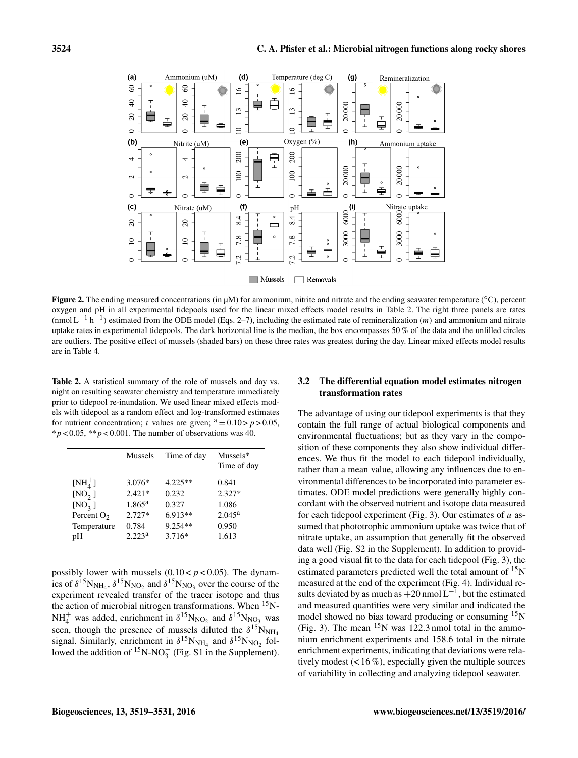**Figure 2.** The ending measured concentrations (in µM) for ammonium, nitrite and nitrate and the ending seawater temperature (°C), percent oxygen and pH in all experimental tidepools used for the linear mixed effects model results in Table 2. The right three panels are rates ($nmol\,L^{-1}\,h^{-1}$) estimated from the ODE model (Eqs. 2–7), including the estimated rate of remineralization ($m$) and ammonium and nitrate uptake rates in experimental tidepools. The dark horizontal line is the median, the box encompasses 50 % of the data and the unfilled circles are outliers. The positive effect of mussels (shaded bars) on these three rates was greatest during the day. Linear mixed effects model results are in Table 4.

**Table 2.** A statistical summary of the role of mussels and day vs. night on resulting seawater chemistry and temperature immediately prior to tidepool re-inundation. We used linear mixed effects models with tidepool as a random effect and log-transformed estimates for nutrient concentration; $t$ values are given; [a] $= 0.10 > p > 0.05$, $*p < 0.05$, $**p < 0.001$. The number of observations was 40.

| | Mussels | Time of day | Mussels* Time of day |
|---|---|---|---|
| $[NH_4^+]$ | 3.076* | 4.225** | 0.841 |
| $[NO_2^-]$ | 2.421* | 0.232 | 2.327* |
| $[NO_3^-]$ | 1.865[a] | 0.327 | 1.086 |
| Percent $O_2$ | 2.727* | 6.913** | 2.045[a] |
| Temperature | 0.784 | 9.254** | 0.950 |
| pH | 2.223[a] | 3.716* | 1.613 |

possibly lower with mussels ($0.10 < p < 0.05$). The dynamics of $\delta^{15}N_{NH_4}$, $\delta^{15}N_{NO_2}$ and $\delta^{15}N_{NO_3}$ over the course of the experiment revealed transfer of the tracer isotope and thus the action of microbial nitrogen transformations. When $^{15}N$-$NH_4^+$ was added, enrichment in $\delta^{15}N_{NO_2}$ and $\delta^{15}N_{NO_3}$ was seen, though the presence of mussels diluted the $\delta^{15}N_{NH_4}$ signal. Similarly, enrichment in $\delta^{15}N_{NH_4}$ and $\delta^{15}N_{NO_2}$ followed the addition of $^{15}N$-$NO_3^-$ (Fig. S1 in the Supplement).

### 3.2 The differential equation model estimates nitrogen transformation rates

The advantage of using our tidepool experiments is that they contain the full range of actual biological components and environmental fluctuations; but as they vary in the composition of these components they also show individual differences. We thus fit the model to each tidepool individually, rather than a mean value, allowing any influences due to environmental differences to be incorporated into parameter estimates. ODE model predictions were generally highly concordant with the observed nutrient and isotope data measured for each tidepool experiment (Fig. 3). Our estimates of $u$ assumed that phototrophic ammonium uptake was twice that of nitrate uptake, an assumption that generally fit the observed data well (Fig. S2 in the Supplement). In addition to providing a good visual fit to the data for each tidepool (Fig. 3), the estimated parameters predicted well the total amount of $^{15}N$ measured at the end of the experiment (Fig. 4). Individual results deviated by as much as $+20\,nmol\,L^{-1}$, but the estimated and measured quantities were very similar and indicated the model showed no bias toward producing or consuming $^{15}N$ (Fig. 3). The mean $^{15}N$ was 122.3 nmol total in the ammonium enrichment experiments and 158.6 total in the nitrate enrichment experiments, indicating that deviations were relatively modest (< 16 %), especially given the multiple sources of variability in collecting and analyzing tidepool seawater.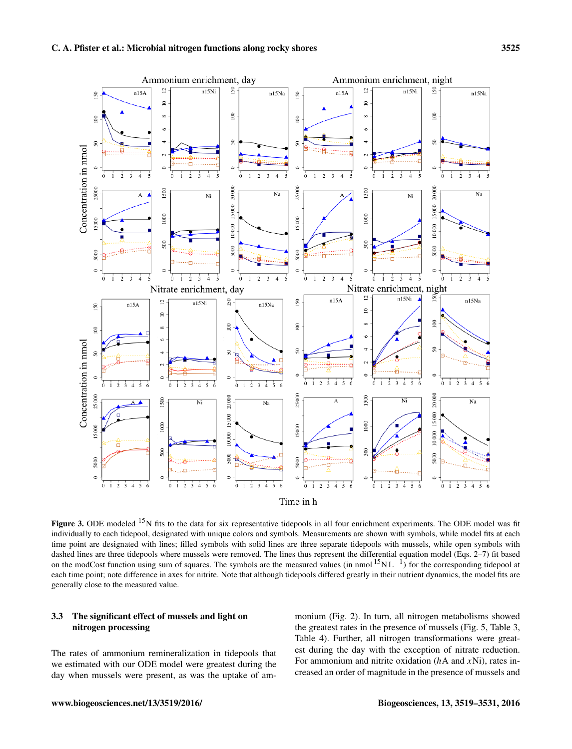**Figure 3.** ODE modeled $^{15}$N fits to the data for six representative tidepools in all four enrichment experiments. The ODE model was fit individually to each tidepool, designated with unique colors and symbols. Measurements are shown with symbols, while model fits at each time point are designated with lines; filled symbols with solid lines are three separate tidepools with mussels, while open symbols with dashed lines are three tidepools where mussels were removed. The lines thus represent the differential equation model (Eqs. 2–7) fit based on the modCost function using sum of squares. The symbols are the measured values (in nmol $^{15}$N $L^{-1}$) for the corresponding tidepool at each time point; note difference in axes for nitrite. Note that although tidepools differed greatly in their nutrient dynamics, the model fits are generally close to the measured value.

### 3.3 The significant effect of mussels and light on nitrogen processing

The rates of ammonium remineralization in tidepools that we estimated with our ODE model were greatest during the day when mussels were present, as was the uptake of ammonium (Fig. 2). In turn, all nitrogen metabolisms showed the greatest rates in the presence of mussels (Fig. 5, Table 3, Table 4). Further, all nitrogen transformations were greatest during the day with the exception of nitrate reduction. For ammonium and nitrite oxidation ($h$A and $x$Ni), rates increased an order of magnitude in the presence of mussels and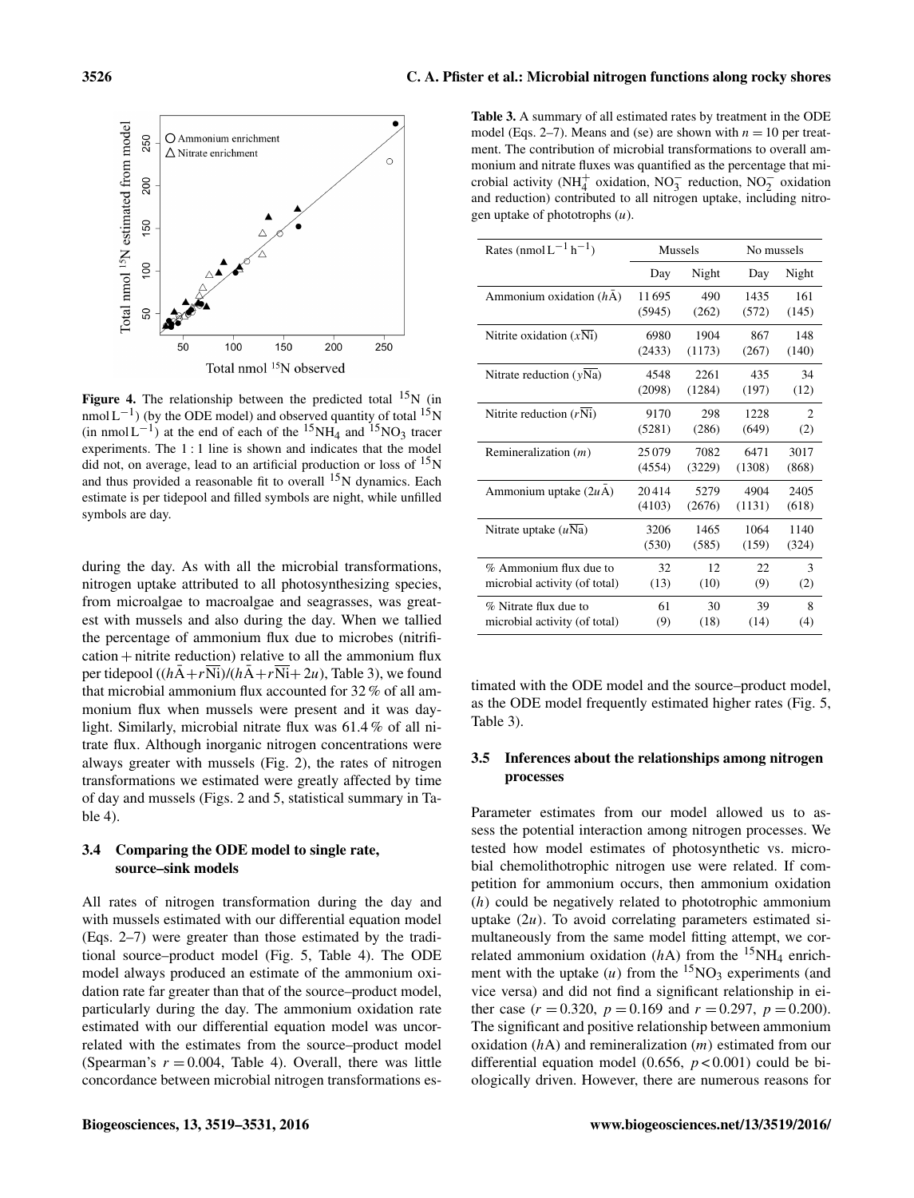Figure 4. The relationship between the predicted total $^{15}N$ (in nmol $L^{-1}$) (by the ODE model) and observed quantity of total $^{15}N$ (in nmol $L^{-1}$) at the end of each of the $^{15}NH_4$ and $^{15}NO_3$ tracer experiments. The 1 : 1 line is shown and indicates that the model did not, on average, lead to an artificial production or loss of $^{15}N$ and thus provided a reasonable fit to overall $^{15}N$ dynamics. Each estimate is per tidepool and filled symbols are night, while unfilled symbols are day.

during the day. As with all the microbial transformations, nitrogen uptake attributed to all photosynthesizing species, from microalgae to macroalgae and seagrasses, was greatest with mussels and also during the day. When we tallied the percentage of ammonium flux due to microbes (nitrification + nitrite reduction) relative to all the ammonium flux per tidepool ($(h\bar{A}+r\overline{Ni})/(h\bar{A}+r\overline{Ni}+2u)$, Table 3), we found that microbial ammonium flux accounted for 32 % of all ammonium flux when mussels were present and it was daylight. Similarly, microbial nitrate flux was 61.4 % of all nitrate flux. Although inorganic nitrogen concentrations were always greater with mussels (Fig. 2), the rates of nitrogen transformations we estimated were greatly affected by time of day and mussels (Figs. 2 and 5, statistical summary in Table 4).

### 3.4 Comparing the ODE model to single rate, source–sink models

All rates of nitrogen transformation during the day and with mussels estimated with our differential equation model (Eqs. 2–7) were greater than those estimated by the traditional source–product model (Fig. 5, Table 4). The ODE model always produced an estimate of the ammonium oxidation rate far greater than that of the source–product model, particularly during the day. The ammonium oxidation rate estimated with our differential equation model was uncorrelated with the estimates from the source–product model (Spearman's $r = 0.004$, Table 4). Overall, there was little concordance between microbial nitrogen transformations estimated with the ODE model and the source–product model, as the ODE model frequently estimated higher rates (Fig. 5, Table 3).

**Table 3.** A summary of all estimated rates by treatment in the ODE model (Eqs. 2–7). Means and (se) are shown with $n = 10$ per treatment. The contribution of microbial transformations to overall ammonium and nitrate fluxes was quantified as the percentage that microbial activity ($NH_4^+$ oxidation, $NO_3^-$ reduction, $NO_2^-$ oxidation and reduction) contributed to all nitrogen uptake, including nitrogen uptake of phototrophs ($u$).

| Rates (nmol $L^{-1}$ $h^{-1}$) | Mussels | | No mussels | |
|---|---|---|---|---|
| | Day | Night | Day | Night |
| Ammonium oxidation ($h\bar{A}$) | 11 695 (5945) | 490 (262) | 1435 (572) | 161 (145) |
| Nitrite oxidation ($x\overline{Ni}$) | 6980 (2433) | 1904 (1173) | 867 (267) | 148 (140) |
| Nitrate reduction ($y\overline{Na}$) | 4548 (2098) | 2261 (1284) | 435 (197) | 34 (12) |
| Nitrite reduction ($r\overline{Ni}$) | 9170 (5281) | 298 (286) | 1228 (649) | 2 (2) |
| Remineralization ($m$) | 25 079 (4554) | 7082 (3229) | 6471 (1308) | 3017 (868) |
| Ammonium uptake ($2u\bar{A}$) | 20 414 (4103) | 5279 (2676) | 4904 (1131) | 2405 (618) |
| Nitrate uptake ($u\overline{Na}$) | 3206 (530) | 1465 (585) | 1064 (159) | 1140 (324) |
| % Ammonium flux due to microbial activity (of total) | 32 (13) | 12 (10) | 22 (9) | 3 (2) |
| % Nitrate flux due to microbial activity (of total) | 61 (9) | 30 (18) | 39 (14) | 8 (4) |

### 3.5 Inferences about the relationships among nitrogen processes

Parameter estimates from our model allowed us to assess the potential interaction among nitrogen processes. We tested how model estimates of photosynthetic vs. microbial chemolithotrophic nitrogen use were related. If competition for ammonium occurs, then ammonium oxidation ($h$) could be negatively related to phototrophic ammonium uptake ($2u$). To avoid correlating parameters estimated simultaneously from the same model fitting attempt, we correlated ammonium oxidation ($hA$) from the $^{15}NH_4$ enrichment with the uptake ($u$) from the $^{15}NO_3$ experiments (and vice versa) and did not find a significant relationship in either case ($r = 0.320$, $p = 0.169$ and $r = 0.297$, $p = 0.200$). The significant and positive relationship between ammonium oxidation ($hA$) and remineralization ($m$) estimated from our differential equation model (0.656, $p < 0.001$) could be biologically driven. However, there are numerous reasons for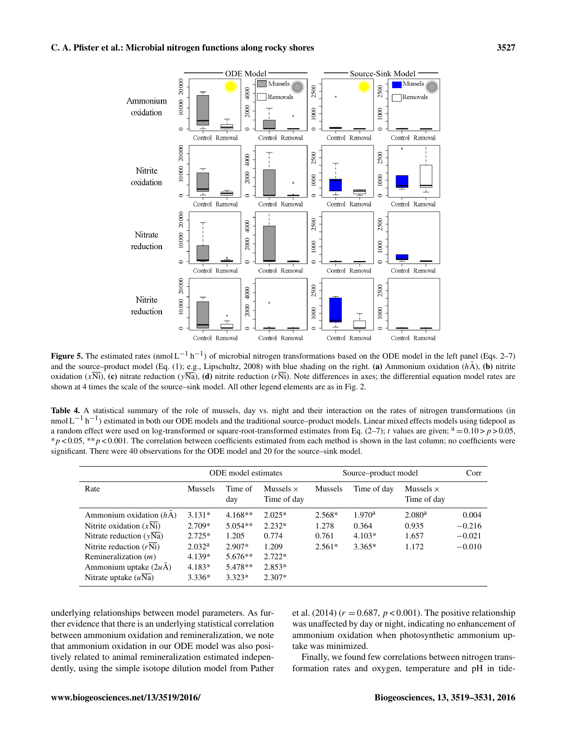**Figure 5.** The estimated rates (nmol $L^{-1}$ $h^{-1}$) of microbial nitrogen transformations based on the ODE model in the left panel (Eqs. 2–7) and the source–product model (Eq. (1); e.g., Lipschultz, 2008) with blue shading on the right. **(a)** Ammonium oxidation ($h\bar{A}$), **(b)** nitrite oxidation ($x\overline{Ni}$), **(c)** nitrate reduction ($y\overline{Na}$), **(d)** nitrite reduction ($r\overline{Ni}$). Note differences in axes; the differential equation model rates are shown at 4 times the scale of the source-sink model. All other legend elements are as in Fig. 2.

**Table 4.** A statistical summary of the role of mussels, day vs. night and their interaction on the rates of nitrogen transformations (in nmol $L^{-1}$ $h^{-1}$) estimated in both our ODE models and the traditional source–product models. Linear mixed effects models using tidepool as a random effect were used on log-transformed or square-root-transformed estimates from Eq. (2–7); $t$ values are given; [a] = $0.10 > p > 0.05$, * $p < 0.05$, ** $p < 0.001$. The correlation between coefficients estimated from each method is shown in the last column; no coefficients were significant. There were 40 observations for the ODE model and 20 for the source–sink model.

| | ODE model estimates | | | Source–product model | | | Corr |
|---|---|---|---|---|---|---|---|
| Rate | Mussels | Time of day | Mussels × Time of day | Mussels | Time of day | Mussels × Time of day | |
| Ammonium oxidation ($h\bar{A}$) | 3.131* | 4.168** | 2.025* | 2.568* | 1.970[a] | 2.080[a] | 0.004 |
| Nitrite oxidation ($x\overline{Ni}$) | 2.709* | 5.054** | 2.232* | 1.278 | 0.364 | 0.935 | −0.216 |
| Nitrate reduction ($y\overline{Na}$) | 2.725* | 1.205 | 0.774 | 0.761 | 4.103* | 1.657 | −0.021 |
| Nitrite reduction ($r\overline{Ni}$) | 2.032[a] | 2.907* | 1.209 | 2.561* | 3.365* | 1.172 | −0.010 |
| Remineralization ($m$) | 4.139* | 5.676** | 2.722* | | | | |
| Ammonium uptake ($2u\bar{A}$) | 4.183* | 5.478** | 2.853* | | | | |
| Nitrate uptake ($u\overline{Na}$) | 3.336* | 3.323* | 2.307* | | | | |

underlying relationships between model parameters. As further evidence that there is an underlying statistical correlation between ammonium oxidation and remineralization, we note that ammonium oxidation in our ODE model was also positively related to animal remineralization estimated independently, using the simple isotope dilution model from Pather et al. (2014) ($r = 0.687$, $p < 0.001$). The positive relationship was unaffected by day or night, indicating no enhancement of ammonium oxidation when photosynthetic ammonium uptake was minimized.

Finally, we found few correlations between nitrogen transformation rates and oxygen, temperature and pH in tide-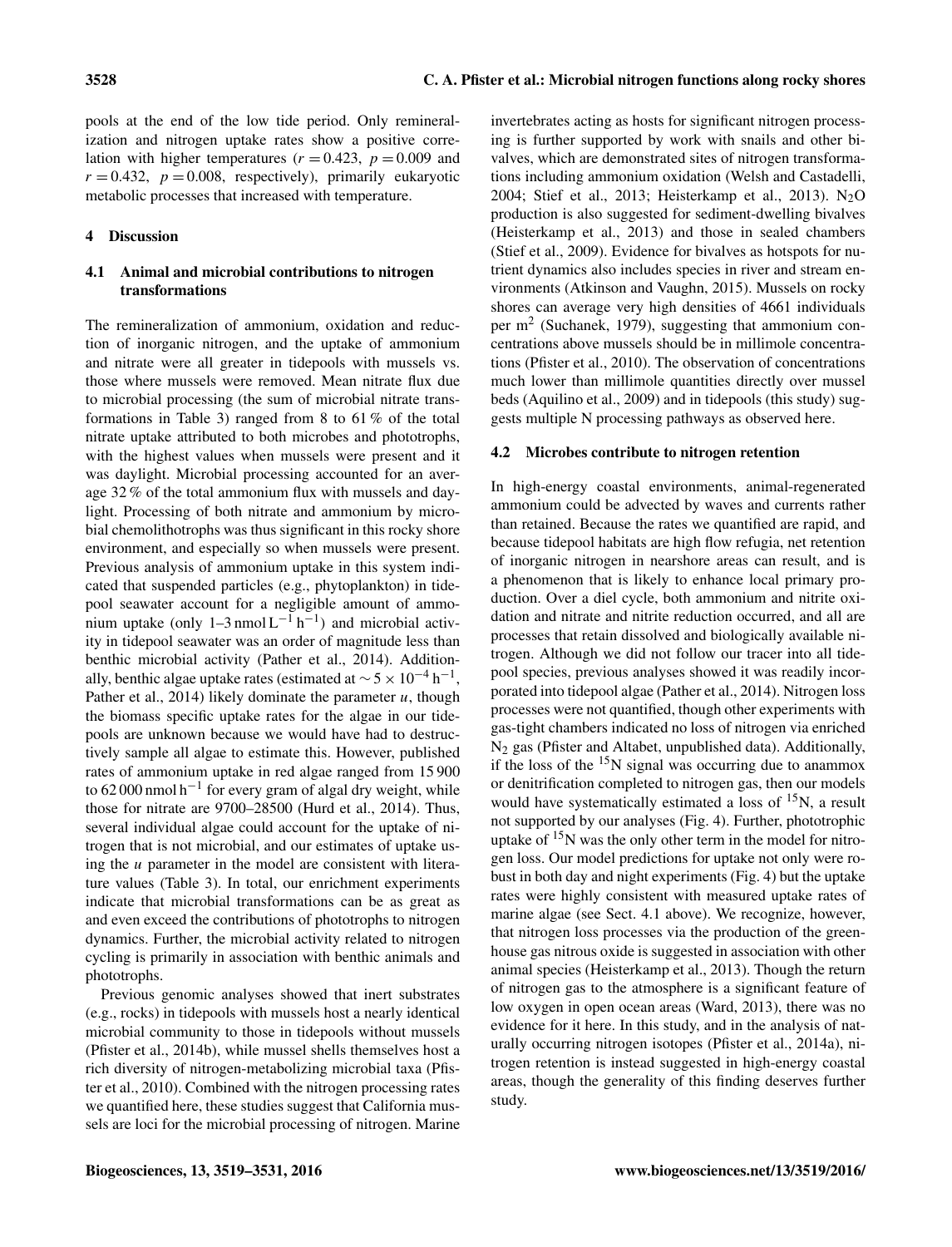pools at the end of the low tide period. Only remineralization and nitrogen uptake rates show a positive correlation with higher temperatures ($r = 0.423$, $p = 0.009$ and $r = 0.432$, $p = 0.008$, respectively), primarily eukaryotic metabolic processes that increased with temperature.

## 4 Discussion

### 4.1 Animal and microbial contributions to nitrogen transformations

The remineralization of ammonium, oxidation and reduction of inorganic nitrogen, and the uptake of ammonium and nitrate were all greater in tidepools with mussels vs. those where mussels were removed. Mean nitrate flux due to microbial processing (the sum of microbial nitrate transformations in Table 3) ranged from 8 to 61 % of the total nitrate uptake attributed to both microbes and phototrophs, with the highest values when mussels were present and it was daylight. Microbial processing accounted for an average 32 % of the total ammonium flux with mussels and daylight. Processing of both nitrate and ammonium by microbial chemolithotrophs was thus significant in this rocky shore environment, and especially so when mussels were present. Previous analysis of ammonium uptake in this system indicated that suspended particles (e.g., phytoplankton) in tidepool seawater account for a negligible amount of ammonium uptake (only 1–3 $\mathrm{nmol\,L^{-1}\,h^{-1}}$) and microbial activity in tidepool seawater was an order of magnitude less than benthic microbial activity (Pather et al., 2014). Additionally, benthic algae uptake rates (estimated at $\sim 5 \times 10^{-4}\,\mathrm{h^{-1}}$, Pather et al., 2014) likely dominate the parameter $u$, though the biomass specific uptake rates for the algae in our tidepools are unknown because we would have had to destructively sample all algae to estimate this. However, published rates of ammonium uptake in red algae ranged from 15 900 to 62 000 $\mathrm{nmol\,h^{-1}}$ for every gram of algal dry weight, while those for nitrate are 9700–28500 (Hurd et al., 2014). Thus, several individual algae could account for the uptake of nitrogen that is not microbial, and our estimates of uptake using the $u$ parameter in the model are consistent with literature values (Table 3). In total, our enrichment experiments indicate that microbial transformations can be as great as and even exceed the contributions of phototrophs to nitrogen dynamics. Further, the microbial activity related to nitrogen cycling is primarily in association with benthic animals and phototrophs.

Previous genomic analyses showed that inert substrates (e.g., rocks) in tidepools with mussels host a nearly identical microbial community to those in tidepools without mussels (Pfister et al., 2014b), while mussel shells themselves host a rich diversity of nitrogen-metabolizing microbial taxa (Pfister et al., 2010). Combined with the nitrogen processing rates we quantified here, these studies suggest that California mussels are loci for the microbial processing of nitrogen. Marine invertebrates acting as hosts for significant nitrogen processing is further supported by work with snails and other bivalves, which are demonstrated sites of nitrogen transformations including ammonium oxidation (Welsh and Castadelli, 2004; Stief et al., 2013; Heisterkamp et al., 2013). $N_2O$ production is also suggested for sediment-dwelling bivalves (Heisterkamp et al., 2013) and those in sealed chambers (Stief et al., 2009). Evidence for bivalves as hotspots for nutrient dynamics also includes species in river and stream environments (Atkinson and Vaughn, 2015). Mussels on rocky shores can average very high densities of 4661 individuals per $\mathrm{m^2}$ (Suchanek, 1979), suggesting that ammonium concentrations above mussels should be in millimole concentrations (Pfister et al., 2010). The observation of concentrations much lower than millimole quantities directly over mussel beds (Aquilino et al., 2009) and in tidepools (this study) suggests multiple N processing pathways as observed here.

### 4.2 Microbes contribute to nitrogen retention

In high-energy coastal environments, animal-regenerated ammonium could be advected by waves and currents rather than retained. Because the rates we quantified are rapid, and because tidepool habitats are high flow refugia, net retention of inorganic nitrogen in nearshore areas can result, and is a phenomenon that is likely to enhance local primary production. Over a diel cycle, both ammonium and nitrite oxidation and nitrate and nitrite reduction occurred, and all are processes that retain dissolved and biologically available nitrogen. Although we did not follow our tracer into all tidepool species, previous analyses showed it was readily incorporated into tidepool algae (Pather et al., 2014). Nitrogen loss processes were not quantified, though other experiments with gas-tight chambers indicated no loss of nitrogen via enriched $N_2$ gas (Pfister and Altabet, unpublished data). Additionally, if the loss of the $^{15}N$ signal was occurring due to anammox or denitrification completed to nitrogen gas, then our models would have systematically estimated a loss of $^{15}N$, a result not supported by our analyses (Fig. 4). Further, phototrophic uptake of $^{15}N$ was the only other term in the model for nitrogen loss. Our model predictions for uptake not only were robust in both day and night experiments (Fig. 4) but the uptake rates were highly consistent with measured uptake rates of marine algae (see Sect. 4.1 above). We recognize, however, that nitrogen loss processes via the production of the greenhouse gas nitrous oxide is suggested in association with other animal species (Heisterkamp et al., 2013). Though the return of nitrogen gas to the atmosphere is a significant feature of low oxygen in open ocean areas (Ward, 2013), there was no evidence for it here. In this study, and in the analysis of naturally occurring nitrogen isotopes (Pfister et al., 2014a), nitrogen retention is instead suggested in high-energy coastal areas, though the generality of this finding deserves further study.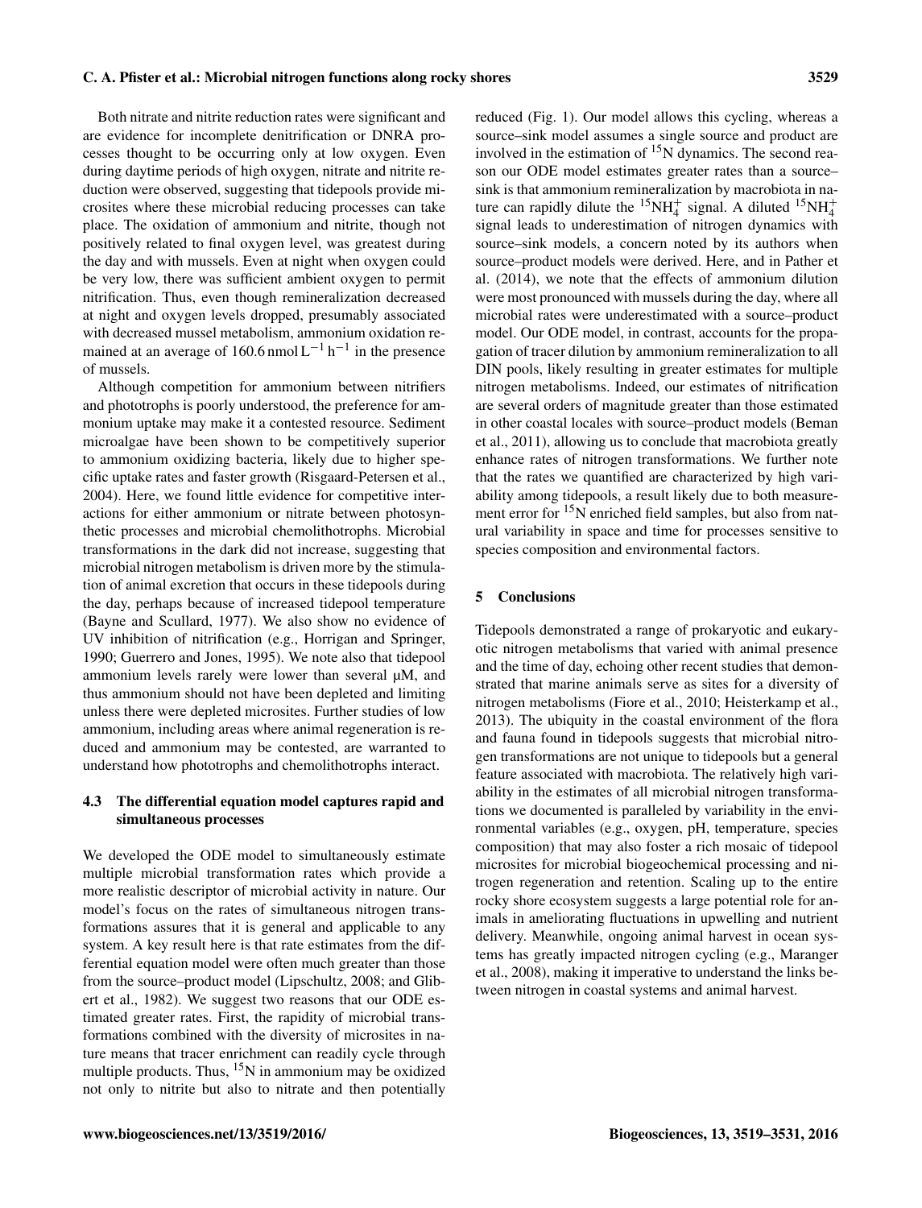Both nitrate and nitrite reduction rates were significant and are evidence for incomplete denitrification or DNRA processes thought to be occurring only at low oxygen. Even during daytime periods of high oxygen, nitrate and nitrite reduction were observed, suggesting that tidepools provide microsites where these microbial reducing processes can take place. The oxidation of ammonium and nitrite, though not positively related to final oxygen level, was greatest during the day and with mussels. Even at night when oxygen could be very low, there was sufficient ambient oxygen to permit nitrification. Thus, even though remineralization decreased at night and oxygen levels dropped, presumably associated with decreased mussel metabolism, ammonium oxidation remained at an average of 160.6 $\mathrm{nmol\,L^{-1}\,h^{-1}}$ in the presence of mussels.

Although competition for ammonium between nitrifiers and phototrophs is poorly understood, the preference for ammonium uptake may make it a contested resource. Sediment microalgae have been shown to be competitively superior to ammonium oxidizing bacteria, likely due to higher specific uptake rates and faster growth (Risgaard-Petersen et al., 2004). Here, we found little evidence for competitive interactions for either ammonium or nitrate between photosynthetic processes and microbial chemolithotrophs. Microbial transformations in the dark did not increase, suggesting that microbial nitrogen metabolism is driven more by the stimulation of animal excretion that occurs in these tidepools during the day, perhaps because of increased tidepool temperature (Bayne and Scullard, 1977). We also show no evidence of UV inhibition of nitrification (e.g., Horrigan and Springer, 1990; Guerrero and Jones, 1995). We note also that tidepool ammonium levels rarely were lower than several μM, and thus ammonium should not have been depleted and limiting unless there were depleted microsites. Further studies of low ammonium, including areas where animal regeneration is reduced and ammonium may be contested, are warranted to understand how phototrophs and chemolithotrophs interact.

### 4.3 The differential equation model captures rapid and simultaneous processes

We developed the ODE model to simultaneously estimate multiple microbial transformation rates which provide a more realistic descriptor of microbial activity in nature. Our model's focus on the rates of simultaneous nitrogen transformations assures that it is general and applicable to any system. A key result here is that rate estimates from the differential equation model were often much greater than those from the source–product model (Lipschultz, 2008; and Glibert et al., 1982). We suggest two reasons that our ODE estimated greater rates. First, the rapidity of microbial transformations combined with the diversity of microsites in nature means that tracer enrichment can readily cycle through multiple products. Thus, $^{15}$N in ammonium may be oxidized not only to nitrite but also to nitrate and then potentially reduced (Fig. 1). Our model allows this cycling, whereas a source–sink model assumes a single source and product are involved in the estimation of $^{15}$N dynamics. The second reason our ODE model estimates greater rates than a source–sink is that ammonium remineralization by macrobiota in nature can rapidly dilute the $^{15}NH_4^+$ signal. A diluted $^{15}NH_4^+$ signal leads to underestimation of nitrogen dynamics with source–sink models, a concern noted by its authors when source–product models were derived. Here, and in Pather et al. (2014), we note that the effects of ammonium dilution were most pronounced with mussels during the day, where all microbial rates were underestimated with a source–product model. Our ODE model, in contrast, accounts for the propagation of tracer dilution by ammonium remineralization to all DIN pools, likely resulting in greater estimates for multiple nitrogen metabolisms. Indeed, our estimates of nitrification are several orders of magnitude greater than those estimated in other coastal locales with source–product models (Beman et al., 2011), allowing us to conclude that macrobiota greatly enhance rates of nitrogen transformations. We further note that the rates we quantified are characterized by high variability among tidepools, a result likely due to both measurement error for $^{15}$N enriched field samples, but also from natural variability in space and time for processes sensitive to species composition and environmental factors.

## 5 Conclusions

Tidepools demonstrated a range of prokaryotic and eukaryotic nitrogen metabolisms that varied with animal presence and the time of day, echoing other recent studies that demonstrated that marine animals serve as sites for a diversity of nitrogen metabolisms (Fiore et al., 2010; Heisterkamp et al., 2013). The ubiquity in the coastal environment of the flora and fauna found in tidepools suggests that microbial nitrogen transformations are not unique to tidepools but a general feature associated with macrobiota. The relatively high variability in the estimates of all microbial nitrogen transformations we documented is paralleled by variability in the environmental variables (e.g., oxygen, pH, temperature, species composition) that may also foster a rich mosaic of tidepool microsites for microbial biogeochemical processing and nitrogen regeneration and retention. Scaling up to the entire rocky shore ecosystem suggests a large potential role for animals in ameliorating fluctuations in upwelling and nutrient delivery. Meanwhile, ongoing animal harvest in ocean systems has greatly impacted nitrogen cycling (e.g., Maranger et al., 2008), making it imperative to understand the links between nitrogen in coastal systems and animal harvest.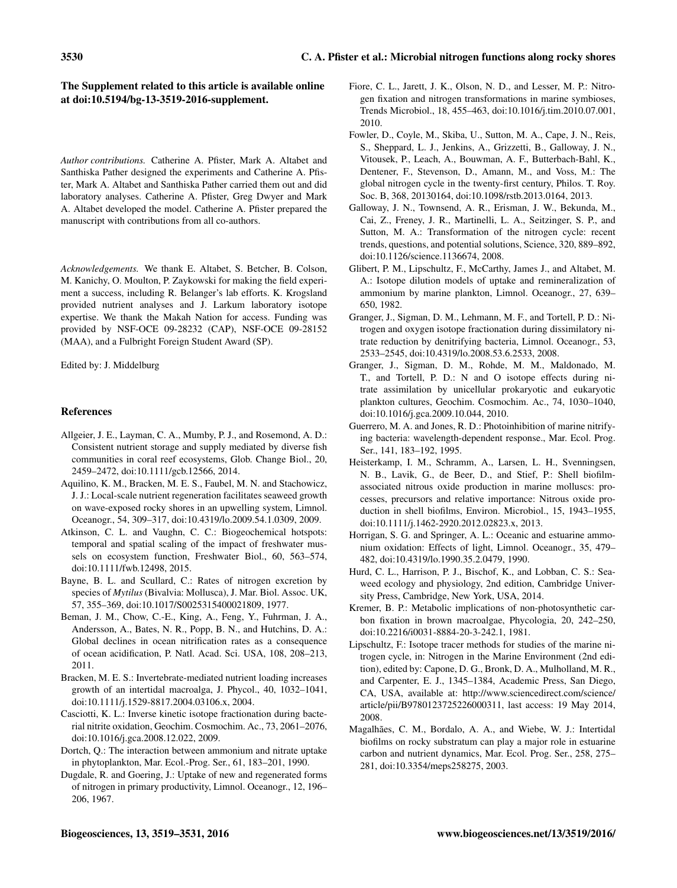**The Supplement related to this article is available online at doi:10.5194/bg-13-3519-2016-supplement.**

*Author contributions.* Catherine A. Pfister, Mark A. Altabet and Santhiska Pather designed the experiments and Catherine A. Pfister, Mark A. Altabet and Santhiska Pather carried them out and did laboratory analyses. Catherine A. Pfister, Greg Dwyer and Mark A. Altabet developed the model. Catherine A. Pfister prepared the manuscript with contributions from all co-authors.

*Acknowledgements.* We thank E. Altabet, S. Betcher, B. Colson, M. Kanichy, O. Moulton, P. Zaykowski for making the field experiment a success, including R. Belanger's lab efforts. K. Krogsland provided nutrient analyses and J. Larkum laboratory isotope expertise. We thank the Makah Nation for access. Funding was provided by NSF-OCE 09-28232 (CAP), NSF-OCE 09-28152 (MAA), and a Fulbright Foreign Student Award (SP).

Edited by: J. Middelburg

## References

Allgeier, J. E., Layman, C. A., Mumby, P. J., and Rosemond, A. D.: Consistent nutrient storage and supply mediated by diverse fish communities in coral reef ecosystems, Glob. Change Biol., 20, 2459–2472, doi:10.1111/gcb.12566, 2014.

Aquilino, K. M., Bracken, M. E. S., Faubel, M. N. and Stachowicz, J. J.: Local-scale nutrient regeneration facilitates seaweed growth on wave-exposed rocky shores in an upwelling system, Limnol. Oceanogr., 54, 309–317, doi:10.4319/lo.2009.54.1.0309, 2009.

Atkinson, C. L. and Vaughn, C. C.: Biogeochemical hotspots: temporal and spatial scaling of the impact of freshwater mussels on ecosystem function, Freshwater Biol., 60, 563–574, doi:10.1111/fwb.12498, 2015.

Bayne, B. L. and Scullard, C.: Rates of nitrogen excretion by species of *Mytilus* (Bivalvia: Mollusca), J. Mar. Biol. Assoc. UK, 57, 355–369, doi:10.1017/S0025315400021809, 1977.

Beman, J. M., Chow, C.-E., King, A., Feng, Y., Fuhrman, J. A., Andersson, A., Bates, N. R., Popp, B. N., and Hutchins, D. A.: Global declines in ocean nitrification rates as a consequence of ocean acidification, P. Natl. Acad. Sci. USA, 108, 208–213, 2011.

Bracken, M. E. S.: Invertebrate-mediated nutrient loading increases growth of an intertidal macroalga, J. Phycol., 40, 1032–1041, doi:10.1111/j.1529-8817.2004.03106.x, 2004.

Casciotti, K. L.: Inverse kinetic isotope fractionation during bacterial nitrite oxidation, Geochim. Cosmochim. Ac., 73, 2061–2076, doi:10.1016/j.gca.2008.12.022, 2009.

Dortch, Q.: The interaction between ammonium and nitrate uptake in phytoplankton, Mar. Ecol.-Prog. Ser., 61, 183–201, 1990.

Dugdale, R. and Goering, J.: Uptake of new and regenerated forms of nitrogen in primary productivity, Limnol. Oceanogr., 12, 196–206, 1967.

Fiore, C. L., Jarett, J. K., Olson, N. D., and Lesser, M. P.: Nitrogen fixation and nitrogen transformations in marine symbioses, Trends Microbiol., 18, 455–463, doi:10.1016/j.tim.2010.07.001, 2010.

Fowler, D., Coyle, M., Skiba, U., Sutton, M. A., Cape, J. N., Reis, S., Sheppard, L. J., Jenkins, A., Grizzetti, B., Galloway, J. N., Vitousek, P., Leach, A., Bouwman, A. F., Butterbach-Bahl, K., Dentener, F., Stevenson, D., Amann, M., and Voss, M.: The global nitrogen cycle in the twenty-first century, Philos. T. Roy. Soc. B, 368, 20130164, doi:10.1098/rstb.2013.0164, 2013.

Galloway, J. N., Townsend, A. R., Erisman, J. W., Bekunda, M., Cai, Z., Freney, J. R., Martinelli, L. A., Seitzinger, S. P., and Sutton, M. A.: Transformation of the nitrogen cycle: recent trends, questions, and potential solutions, Science, 320, 889–892, doi:10.1126/science.1136674, 2008.

Glibert, P. M., Lipschultz, F., McCarthy, James J., and Altabet, M. A.: Isotope dilution models of uptake and remineralization of ammonium by marine plankton, Limnol. Oceanogr., 27, 639–650, 1982.

Granger, J., Sigman, D. M., Lehmann, M. F., and Tortell, P. D.: Nitrogen and oxygen isotope fractionation during dissimilatory nitrate reduction by denitrifying bacteria, Limnol. Oceanogr., 53, 2533–2545, doi:10.4319/lo.2008.53.6.2533, 2008.

Granger, J., Sigman, D. M., Rohde, M. M., Maldonado, M. T., and Tortell, P. D.: N and O isotope effects during nitrate assimilation by unicellular prokaryotic and eukaryotic plankton cultures, Geochim. Cosmochim. Ac., 74, 1030–1040, doi:10.1016/j.gca.2009.10.044, 2010.

Guerrero, M. A. and Jones, R. D.: Photoinhibition of marine nitrifying bacteria: wavelength-dependent response., Mar. Ecol. Prog. Ser., 141, 183–192, 1995.

Heisterkamp, I. M., Schramm, A., Larsen, L. H., Svenningsen, N. B., Lavik, G., de Beer, D., and Stief, P.: Shell biofilm-associated nitrous oxide production in marine molluscs: processes, precursors and relative importance: Nitrous oxide production in shell biofilms, Environ. Microbiol., 15, 1943–1955, doi:10.1111/j.1462-2920.2012.02823.x, 2013.

Horrigan, S. G. and Springer, A. L.: Oceanic and estuarine ammonium oxidation: Effects of light, Limnol. Oceanogr., 35, 479–482, doi:10.4319/lo.1990.35.2.0479, 1990.

Hurd, C. L., Harrison, P. J., Bischof, K., and Lobban, C. S.: Seaweed ecology and physiology, 2nd edition, Cambridge University Press, Cambridge, New York, USA, 2014.

Kremer, B. P.: Metabolic implications of non-photosynthetic carbon fixation in brown macroalgae, Phycologia, 20, 242–250, doi:10.2216/i0031-8884-20-3-242.1, 1981.

Lipschultz, F.: Isotope tracer methods for studies of the marine nitrogen cycle, in: Nitrogen in the Marine Environment (2nd edition), edited by: Capone, D. G., Bronk, D. A., Mulholland, M. R., and Carpenter, E. J., 1345–1384, Academic Press, San Diego, CA, USA, available at: http://www.sciencedirect.com/science/article/pii/B9780123725226000311, last access: 19 May 2014, 2008.

Magalhães, C. M., Bordalo, A. A., and Wiebe, W. J.: Intertidal biofilms on rocky substratum can play a major role in estuarine carbon and nutrient dynamics, Mar. Ecol. Prog. Ser., 258, 275–281, doi:10.3354/meps258275, 2003.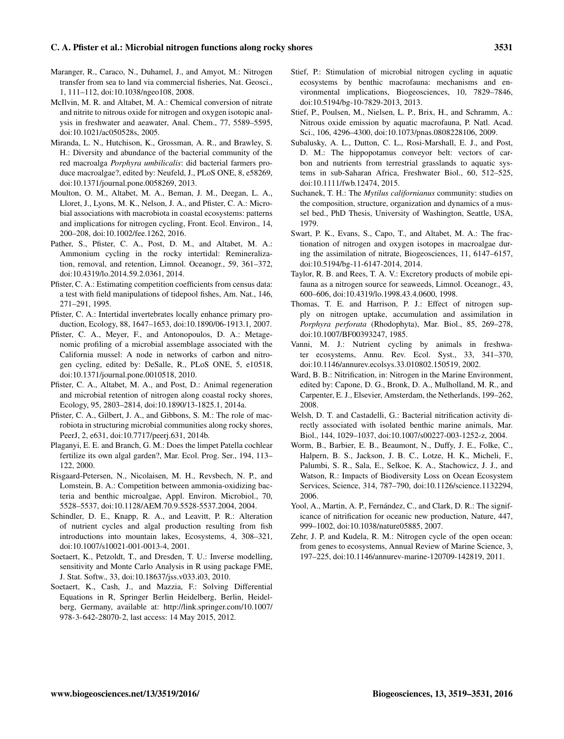Maranger, R., Caraco, N., Duhamel, J., and Amyot, M.: Nitrogen transfer from sea to land via commercial fisheries, Nat. Geosci., 1, 111–112, doi:10.1038/ngeo108, 2008.

McIlvin, M. R. and Altabet, M. A.: Chemical conversion of nitrate and nitrite to nitrous oxide for nitrogen and oxygen isotopic analysis in freshwater and aeawater, Anal. Chem., 77, 5589–5595, doi:10.1021/ac050528s, 2005.

Miranda, L. N., Hutchison, K., Grossman, A. R., and Brawley, S. H.: Diversity and abundance of the bacterial community of the red macroalga *Porphyra umbilicalis*: did bacterial farmers produce macroalgae?, edited by: Neufeld, J., PLoS ONE, 8, e58269, doi:10.1371/journal.pone.0058269, 2013.

Moulton, O. M., Altabet, M. A., Beman, J. M., Deegan, L. A., Lloret, J., Lyons, M. K., Nelson, J. A., and Pfister, C. A.: Microbial associations with macrobiota in coastal ecosystems: patterns and implications for nitrogen cycling, Front. Ecol. Environ., 14, 200–208, doi:10.1002/fee.1262, 2016.

Pather, S., Pfister, C. A., Post, D. M., and Altabet, M. A.: Ammonium cycling in the rocky intertidal: Remineralization, removal, and retention, Limnol. Oceanogr., 59, 361–372, doi:10.4319/lo.2014.59.2.0361, 2014.

Pfister, C. A.: Estimating competition coefficients from census data: a test with field manipulations of tidepool fishes, Am. Nat., 146, 271–291, 1995.

Pfister, C. A.: Intertidal invertebrates locally enhance primary production, Ecology, 88, 1647–1653, doi:10.1890/06-1913.1, 2007.

Pfister, C. A., Meyer, F., and Antonopoulos, D. A.: Metagenomic profiling of a microbial assemblage associated with the California mussel: A node in networks of carbon and nitrogen cycling, edited by: DeSalle, R., PLoS ONE, 5, e10518, doi:10.1371/journal.pone.0010518, 2010.

Pfister, C. A., Altabet, M. A., and Post, D.: Animal regeneration and microbial retention of nitrogen along coastal rocky shores, Ecology, 95, 2803–2814, doi:10.1890/13-1825.1, 2014a.

Pfister, C. A., Gilbert, J. A., and Gibbons, S. M.: The role of macrobiota in structuring microbial communities along rocky shores, PeerJ, 2, e631, doi:10.7717/peerj.631, 2014b.

Plaganyi, E. E. and Branch, G. M.: Does the limpet Patella cochlear fertilize its own algal garden?, Mar. Ecol. Prog. Ser., 194, 113–122, 2000.

Risgaard-Petersen, N., Nicolaisen, M. H., Revsbech, N. P., and Lomstein, B. A.: Competition between ammonia-oxidizing bacteria and benthic microalgae, Appl. Environ. Microbiol., 70, 5528–5537, doi:10.1128/AEM.70.9.5528-5537.2004, 2004.

Schindler, D. E., Knapp, R. A., and Leavitt, P. R.: Alteration of nutrient cycles and algal production resulting from fish introductions into mountain lakes, Ecosystems, 4, 308–321, doi:10.1007/s10021-001-0013-4, 2001.

Soetaert, K., Petzoldt, T., and Dresden, T. U.: Inverse modelling, sensitivity and Monte Carlo Analysis in R using package FME, J. Stat. Softw., 33, doi:10.18637/jss.v033.i03, 2010.

Soetaert, K., Cash, J., and Mazzia, F.: Solving Differential Equations in R, Springer Berlin Heidelberg, Berlin, Heidelberg, Germany, available at: http://link.springer.com/10.1007/978-3-642-28070-2, last access: 14 May 2015, 2012.

Stief, P.: Stimulation of microbial nitrogen cycling in aquatic ecosystems by benthic macrofauna: mechanisms and environmental implications, Biogeosciences, 10, 7829–7846, doi:10.5194/bg-10-7829-2013, 2013.

Stief, P., Poulsen, M., Nielsen, L. P., Brix, H., and Schramm, A.: Nitrous oxide emission by aquatic macrofauna, P. Natl. Acad. Sci., 106, 4296–4300, doi:10.1073/pnas.0808228106, 2009.

Subalusky, A. L., Dutton, C. L., Rosi-Marshall, E. J., and Post, D. M.: The hippopotamus conveyor belt: vectors of carbon and nutrients from terrestrial grasslands to aquatic systems in sub-Saharan Africa, Freshwater Biol., 60, 512–525, doi:10.1111/fwb.12474, 2015.

Suchanek, T. H.: The *Mytilus californianus* community: studies on the composition, structure, organization and dynamics of a mussel bed., PhD Thesis, University of Washington, Seattle, USA, 1979.

Swart, P. K., Evans, S., Capo, T., and Altabet, M. A.: The fractionation of nitrogen and oxygen isotopes in macroalgae during the assimilation of nitrate, Biogeosciences, 11, 6147–6157, doi:10.5194/bg-11-6147-2014, 2014.

Taylor, R. B. and Rees, T. A. V.: Excretory products of mobile epifauna as a nitrogen source for seaweeds, Limnol. Oceanogr., 43, 600–606, doi:10.4319/lo.1998.43.4.0600, 1998.

Thomas, T. E. and Harrison, P. J.: Effect of nitrogen supply on nitrogen uptake, accumulation and assimilation in *Porphyra perforata* (Rhodophyta), Mar. Biol., 85, 269–278, doi:10.1007/BF00393247, 1985.

Vanni, M. J.: Nutrient cycling by animals in freshwater ecosystems, Annu. Rev. Ecol. Syst., 33, 341–370, doi:10.1146/annurev.ecolsys.33.010802.150519, 2002.

Ward, B. B.: Nitrification, in: Nitrogen in the Marine Environment, edited by: Capone, D. G., Bronk, D. A., Mulholland, M. R., and Carpenter, E. J., Elsevier, Amsterdam, the Netherlands, 199–262, 2008.

Welsh, D. T. and Castadelli, G.: Bacterial nitrification activity directly associated with isolated benthic marine animals, Mar. Biol., 144, 1029–1037, doi:10.1007/s00227-003-1252-z, 2004.

Worm, B., Barbier, E. B., Beaumont, N., Duffy, J. E., Folke, C., Halpern, B. S., Jackson, J. B. C., Lotze, H. K., Micheli, F., Palumbi, S. R., Sala, E., Selkoe, K. A., Stachowicz, J. J., and Watson, R.: Impacts of Biodiversity Loss on Ocean Ecosystem Services, Science, 314, 787–790, doi:10.1126/science.1132294, 2006.

Yool, A., Martin, A. P., Fernández, C., and Clark, D. R.: The significance of nitrification for oceanic new production, Nature, 447, 999–1002, doi:10.1038/nature05885, 2007.

Zehr, J. P. and Kudela, R. M.: Nitrogen cycle of the open ocean: from genes to ecosystems, Annual Review of Marine Science, 3, 197–225, doi:10.1146/annurev-marine-120709-142819, 2011.